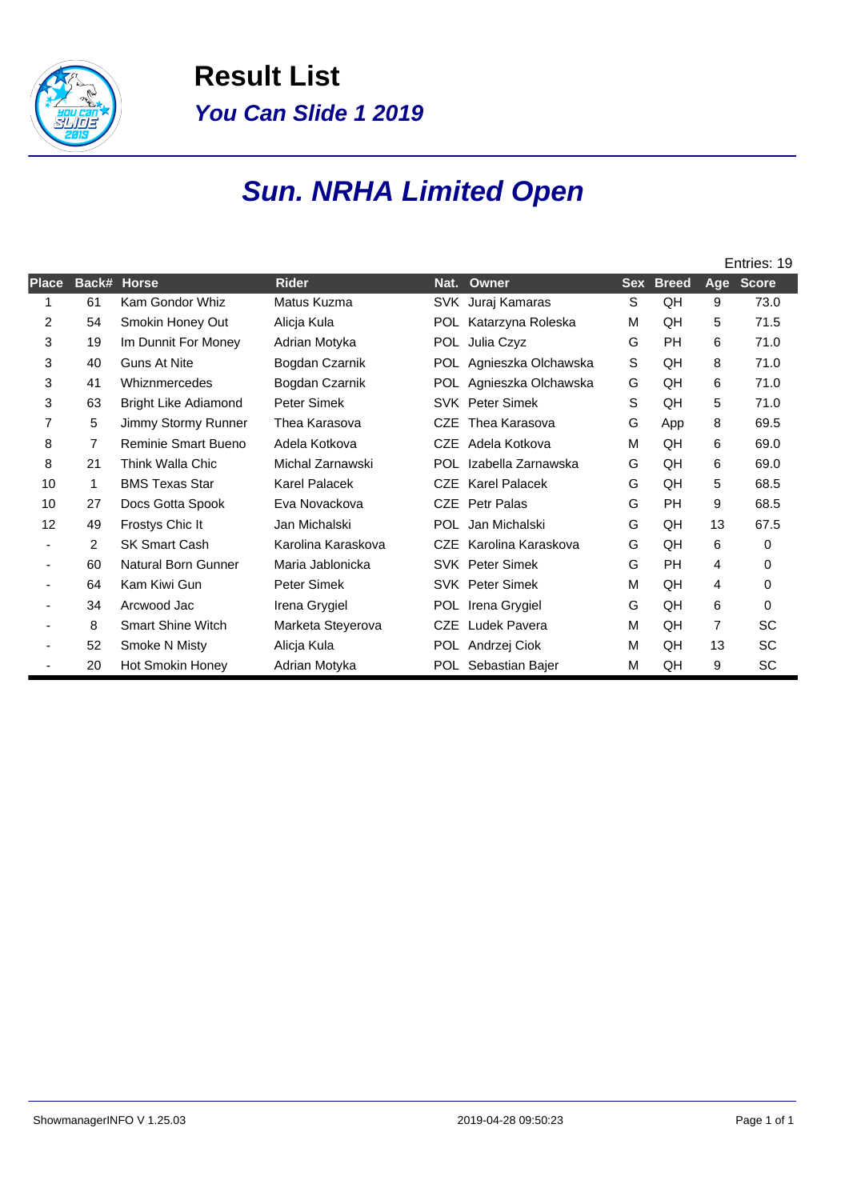# Result List

## *You Can Slide 1 2019*

# *Sun. NRHA Limited Open*

Entries: 19

| Place | Back# | Horse | Rider | Nat. | Owner | Sex | Breed | Age | Score |
|---|---|---|---|---|---|---|---|---|---|
| 1 | 61 | Kam Gondor Whiz | Matus Kuzma | SVK | Juraj Kamaras | S | QH | 9 | 73.0 |
| 2 | 54 | Smokin Honey Out | Alicja Kula | POL | Katarzyna Roleska | M | QH | 5 | 71.5 |
| 3 | 19 | Im Dunnit For Money | Adrian Motyka | POL | Julia Czyz | G | PH | 6 | 71.0 |
| 3 | 40 | Guns At Nite | Bogdan Czarnik | POL | Agnieszka Olchawska | S | QH | 8 | 71.0 |
| 3 | 41 | Whiznmercedes | Bogdan Czarnik | POL | Agnieszka Olchawska | G | QH | 6 | 71.0 |
| 3 | 63 | Bright Like Adiamond | Peter Simek | SVK | Peter Simek | S | QH | 5 | 71.0 |
| 7 | 5 | Jimmy Stormy Runner | Thea Karasova | CZE | Thea Karasova | G | App | 8 | 69.5 |
| 8 | 7 | Reminie Smart Bueno | Adela Kotkova | CZE | Adela Kotkova | M | QH | 6 | 69.0 |
| 8 | 21 | Think Walla Chic | Michal Zarnawski | POL | Izabella Zarnawska | G | QH | 6 | 69.0 |
| 10 | 1 | BMS Texas Star | Karel Palacek | CZE | Karel Palacek | G | QH | 5 | 68.5 |
| 10 | 27 | Docs Gotta Spook | Eva Novackova | CZE | Petr Palas | G | PH | 9 | 68.5 |
| 12 | 49 | Frostys Chic It | Jan Michalski | POL | Jan Michalski | G | QH | 13 | 67.5 |
| - | 2 | SK Smart Cash | Karolina Karaskova | CZE | Karolina Karaskova | G | QH | 6 | 0 |
| - | 60 | Natural Born Gunner | Maria Jablonicka | SVK | Peter Simek | G | PH | 4 | 0 |
| - | 64 | Kam Kiwi Gun | Peter Simek | SVK | Peter Simek | M | QH | 4 | 0 |
| - | 34 | Arcwood Jac | Irena Grygiel | POL | Irena Grygiel | G | QH | 6 | 0 |
| - | 8 | Smart Shine Witch | Marketa Steyerova | CZE | Ludek Pavera | M | QH | 7 | SC |
| - | 52 | Smoke N Misty | Alicja Kula | POL | Andrzej Ciok | M | QH | 13 | SC |
| - | 20 | Hot Smokin Honey | Adrian Motyka | POL | Sebastian Bajer | M | QH | 9 | SC |

ShowmanagerINFO V 1.25.03 2019-04-28 09:50:23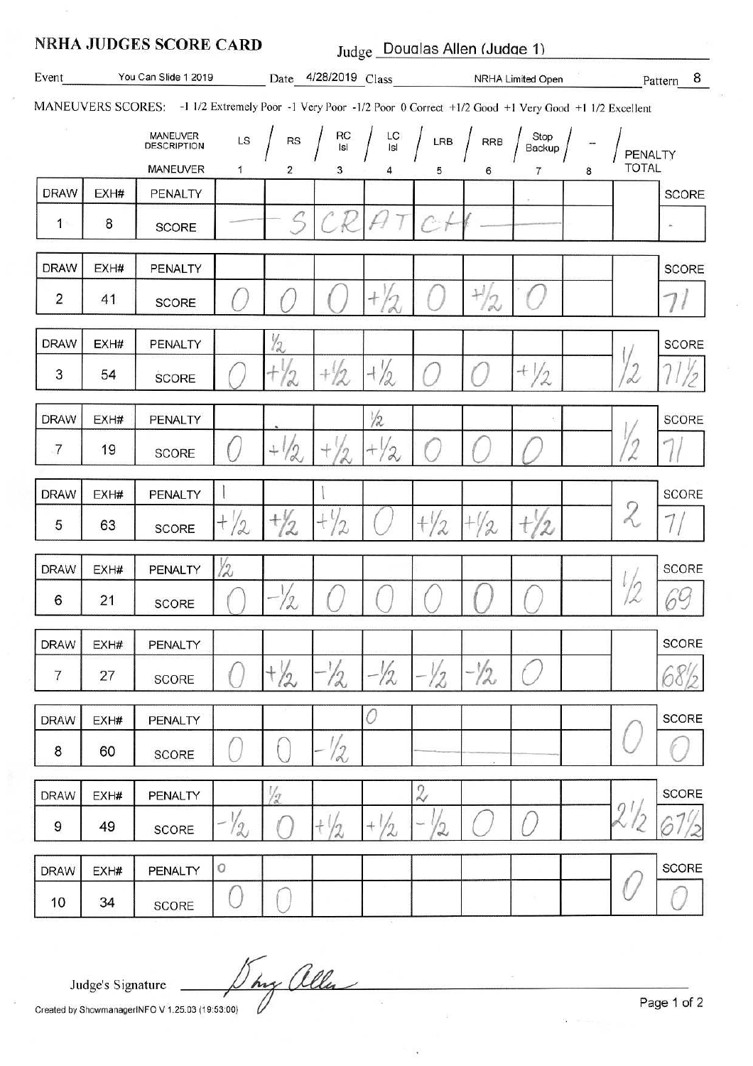# NRHA JUDGES SCORE CARD

Judge Douglas Allen (Judge 1)

Event You Can Slide 1 2019 Date 4/28/2019 Class NRHA Limited Open Pattern 8

MANEUVERS SCORES: -1 1/2 Extremely Poor -1 Very Poor -1/2 Poor 0 Correct +1/2 Good +1 Very Good +1 1/2 Excellent

| | | MANEUVER DESCRIPTION | LS | RS | RC lsl | LC lsl | LRB | RRB | Stop Backup | -- | PENALTY TOTAL | |
|---|---|---|---|---|---|---|---|---|---|---|---|---|
| | | MANEUVER | 1 | 2 | 3 | 4 | 5 | 6 | 7 | 8 | | |
| DRAW | EXH# | PENALTY | | | | | | | | | | SCORE |
| 1 | 8 | SCORE | — | S | CR | AT | CH | — | | | | - |
| DRAW | EXH# | PENALTY | | | | | | | | | | SCORE |
| 2 | 41 | SCORE | 0 | 0 | 0 | +1/2 | 0 | +1/2 | 0 | | | 71 |
| DRAW | EXH# | PENALTY | | 1/2 | | | | | | | 1/2 | SCORE |
| 3 | 54 | SCORE | 0 | +1/2 | +1/2 | +1/2 | 0 | 0 | +1/2 | | | 71 1/2 |
| DRAW | EXH# | PENALTY | | | | 1/2 | | | | | 1/2 | SCORE |
| 7 | 19 | SCORE | 0 | +1/2 | +1/2 | +1/2 | 0 | 0 | 0 | | | 71 |
| DRAW | EXH# | PENALTY | 1 | | 1 | | | | | | 2 | SCORE |
| 5 | 63 | SCORE | +1/2 | +1/2 | +1/2 | 0 | +1/2 | +1/2 | +1/2 | | | 71 |
| DRAW | EXH# | PENALTY | 1/2 | | | | | | | | 1/2 | SCORE |
| 6 | 21 | SCORE | 0 | -1/2 | 0 | 0 | 0 | 0 | 0 | | | 69 |
| DRAW | EXH# | PENALTY | | | | | | | | | | SCORE |
| 7 | 27 | SCORE | 0 | +1/2 | -1/2 | -1/2 | -1/2 | -1/2 | 0 | | | 68 1/2 |
| DRAW | EXH# | PENALTY | | | | 0 | | | | | 0 | SCORE |
| 8 | 60 | SCORE | 0 | 0 | -1/2 | | | | | | | 0 |
| DRAW | EXH# | PENALTY | | 1/2 | | | 2 | | | | 2 1/2 | SCORE |
| 9 | 49 | SCORE | -1/2 | 0 | +1/2 | +1/2 | -1/2 | 0 | 0 | | | 67 1/2 |
| DRAW | EXH# | PENALTY | 0 | | | | | | | | 0 | SCORE |
| 10 | 34 | SCORE | 0 | 0 | | | | | | | | 0 |

Judge's Signature *Doug Allen*

Created by ShowmanagerINFO V 1.25.03 (19:53:00)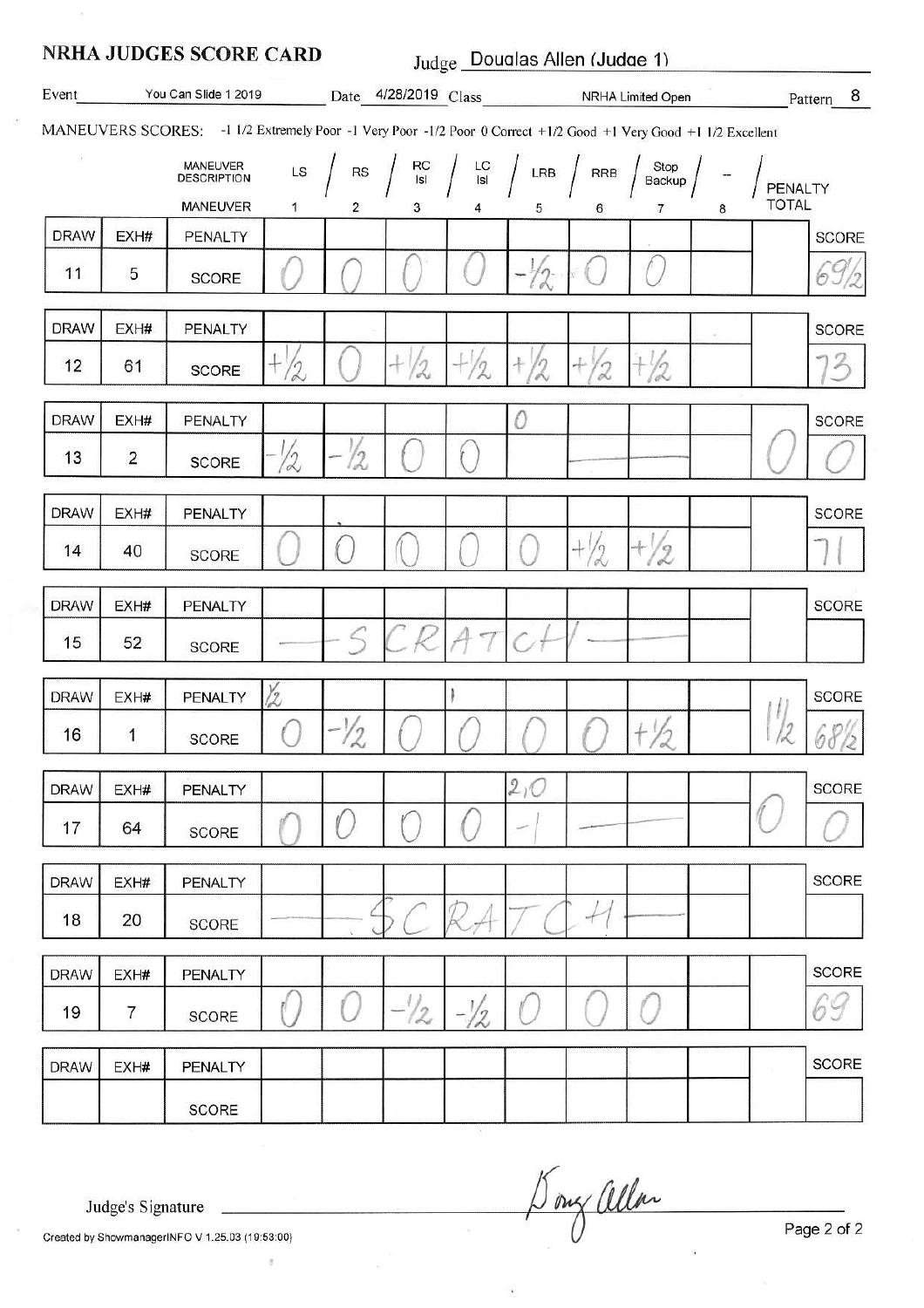# NRHA JUDGES SCORE CARD

Judge Douglas Allen (Judge 1)

Event You Can Slide 1 2019 Date 4/28/2019 Class NRHA Limited Open Pattern 8

MANEUVERS SCORES: -1 1/2 Extremely Poor -1 Very Poor -1/2 Poor 0 Correct +1/2 Good +1 Very Good +1 1/2 Excellent

| DRAW | EXH# | MANEUVER DESCRIPTION / MANEUVER | LS 1 | RS 2 | RC lsl 3 | LC lsl 4 | LRB 5 | RRB 6 | Stop Backup 7 | -- 8 | PENALTY TOTAL | SCORE |
|---|---|---|---|---|---|---|---|---|---|---|---|---|
| 11 | 5 | PENALTY | | | | | | | | | | |
| | | SCORE | 0 | 0 | 0 | 0 | -1/2 | 0 | 0 | | | 69 1/2 |
| 12 | 61 | PENALTY | | | | | | | | | | |
| | | SCORE | +1/2 | 0 | +1/2 | +1/2 | +1/2 | +1/2 | +1/2 | | | 73 |
| 13 | 2 | PENALTY | | | | | 0 | | | | 0 | |
| | | SCORE | -1/2 | -1/2 | 0 | 0 | | — | — | | | 0 |
| 14 | 40 | PENALTY | | | | | | | | | | |
| | | SCORE | 0 | 0 | 0 | 0 | 0 | +1/2 | +1/2 | | | 71 |
| 15 | 52 | PENALTY | | | | | | | | | | |
| | | SCORE | — | SCRATCH | | | | — | | | | |
| 16 | 1 | PENALTY | 1/2 | | | 1 | | | | | 1 1/2 | |
| | | SCORE | 0 | -1/2 | 0 | 0 | 0 | 0 | +1/2 | | | 68 1/2 |
| 17 | 64 | PENALTY | | | | | 2,0 | | | | 0 | |
| | | SCORE | 0 | 0 | 0 | 0 | -1 | — | | | | 0 |
| 18 | 20 | PENALTY | | | | | | | | | | |
| | | SCORE | — | SCRATCH | | | | — | | | | |
| 19 | 7 | PENALTY | | | | | | | | | | |
| | | SCORE | 0 | 0 | -1/2 | -1/2 | 0 | 0 | 0 | | | 69 |
| | | PENALTY | | | | | | | | | | |
| | | SCORE | | | | | | | | | | |

Judge's Signature Doug Allen

Created by ShowmanagerINFO V 1.25.03 (19:53:00)